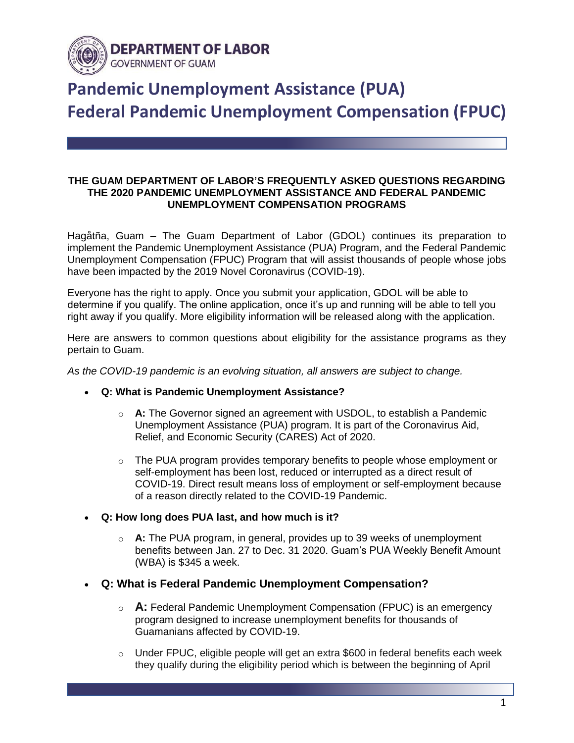**DEPARTMENT OF LABOR**
GOVERNMENT OF GUAM

# Pandemic Unemployment Assistance (PUA)
# Federal Pandemic Unemployment Compensation (FPUC)

**THE GUAM DEPARTMENT OF LABOR'S FREQUENTLY ASKED QUESTIONS REGARDING THE 2020 PANDEMIC UNEMPLOYMENT ASSISTANCE AND FEDERAL PANDEMIC UNEMPLOYMENT COMPENSATION PROGRAMS**

Hagåtña, Guam – The Guam Department of Labor (GDOL) continues its preparation to implement the Pandemic Unemployment Assistance (PUA) Program, and the Federal Pandemic Unemployment Compensation (FPUC) Program that will assist thousands of people whose jobs have been impacted by the 2019 Novel Coronavirus (COVID-19).

Everyone has the right to apply. Once you submit your application, GDOL will be able to determine if you qualify. The online application, once it's up and running will be able to tell you right away if you qualify. More eligibility information will be released along with the application.

Here are answers to common questions about eligibility for the assistance programs as they pertain to Guam.

*As the COVID-19 pandemic is an evolving situation, all answers are subject to change.*

- **Q: What is Pandemic Unemployment Assistance?**
  - **A:** The Governor signed an agreement with USDOL, to establish a Pandemic Unemployment Assistance (PUA) program. It is part of the Coronavirus Aid, Relief, and Economic Security (CARES) Act of 2020.
  - The PUA program provides temporary benefits to people whose employment or self-employment has been lost, reduced or interrupted as a direct result of COVID-19. Direct result means loss of employment or self-employment because of a reason directly related to the COVID-19 Pandemic.
- **Q: How long does PUA last, and how much is it?**
  - **A:** The PUA program, in general, provides up to 39 weeks of unemployment benefits between Jan. 27 to Dec. 31 2020. Guam's PUA Weekly Benefit Amount (WBA) is $345 a week.
- **Q: What is Federal Pandemic Unemployment Compensation?**
  - **A:** Federal Pandemic Unemployment Compensation (FPUC) is an emergency program designed to increase unemployment benefits for thousands of Guamanians affected by COVID-19.
  - Under FPUC, eligible people will get an extra $600 in federal benefits each week they qualify during the eligibility period which is between the beginning of April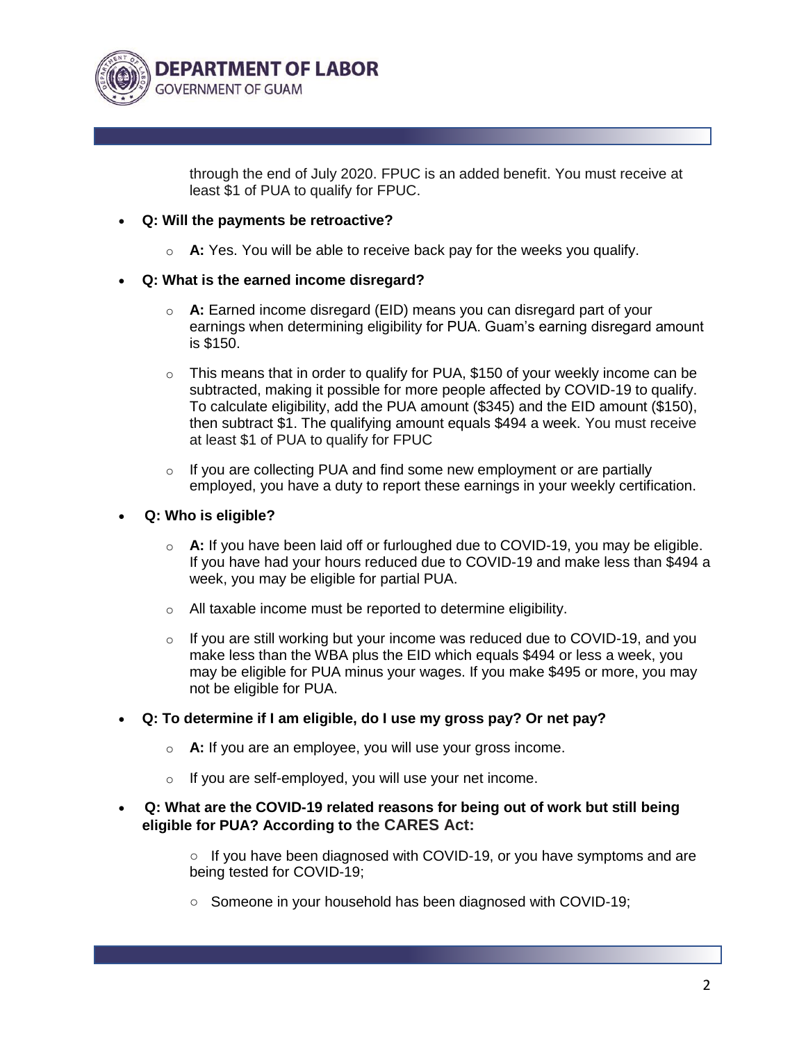through the end of July 2020. FPUC is an added benefit. You must receive at least $1 of PUA to qualify for FPUC.

- **Q: Will the payments be retroactive?**
    - **A:** Yes. You will be able to receive back pay for the weeks you qualify.
- **Q: What is the earned income disregard?**
    - **A:** Earned income disregard (EID) means you can disregard part of your earnings when determining eligibility for PUA. Guam's earning disregard amount is $150.
    - This means that in order to qualify for PUA, $150 of your weekly income can be subtracted, making it possible for more people affected by COVID-19 to qualify. To calculate eligibility, add the PUA amount ($345) and the EID amount ($150), then subtract $1. The qualifying amount equals $494 a week. You must receive at least $1 of PUA to qualify for FPUC
    - If you are collecting PUA and find some new employment or are partially employed, you have a duty to report these earnings in your weekly certification.
- **Q: Who is eligible?**
    - **A:** If you have been laid off or furloughed due to COVID-19, you may be eligible. If you have had your hours reduced due to COVID-19 and make less than $494 a week, you may be eligible for partial PUA.
    - All taxable income must be reported to determine eligibility.
    - If you are still working but your income was reduced due to COVID-19, and you make less than the WBA plus the EID which equals $494 or less a week, you may be eligible for PUA minus your wages. If you make $495 or more, you may not be eligible for PUA.
- **Q: To determine if I am eligible, do I use my gross pay? Or net pay?**
    - **A:** If you are an employee, you will use your gross income.
    - If you are self-employed, you will use your net income.
- **Q: What are the COVID-19 related reasons for being out of work but still being eligible for PUA? According to the CARES Act:**
    - If you have been diagnosed with COVID-19, or you have symptoms and are being tested for COVID-19;
    - Someone in your household has been diagnosed with COVID-19;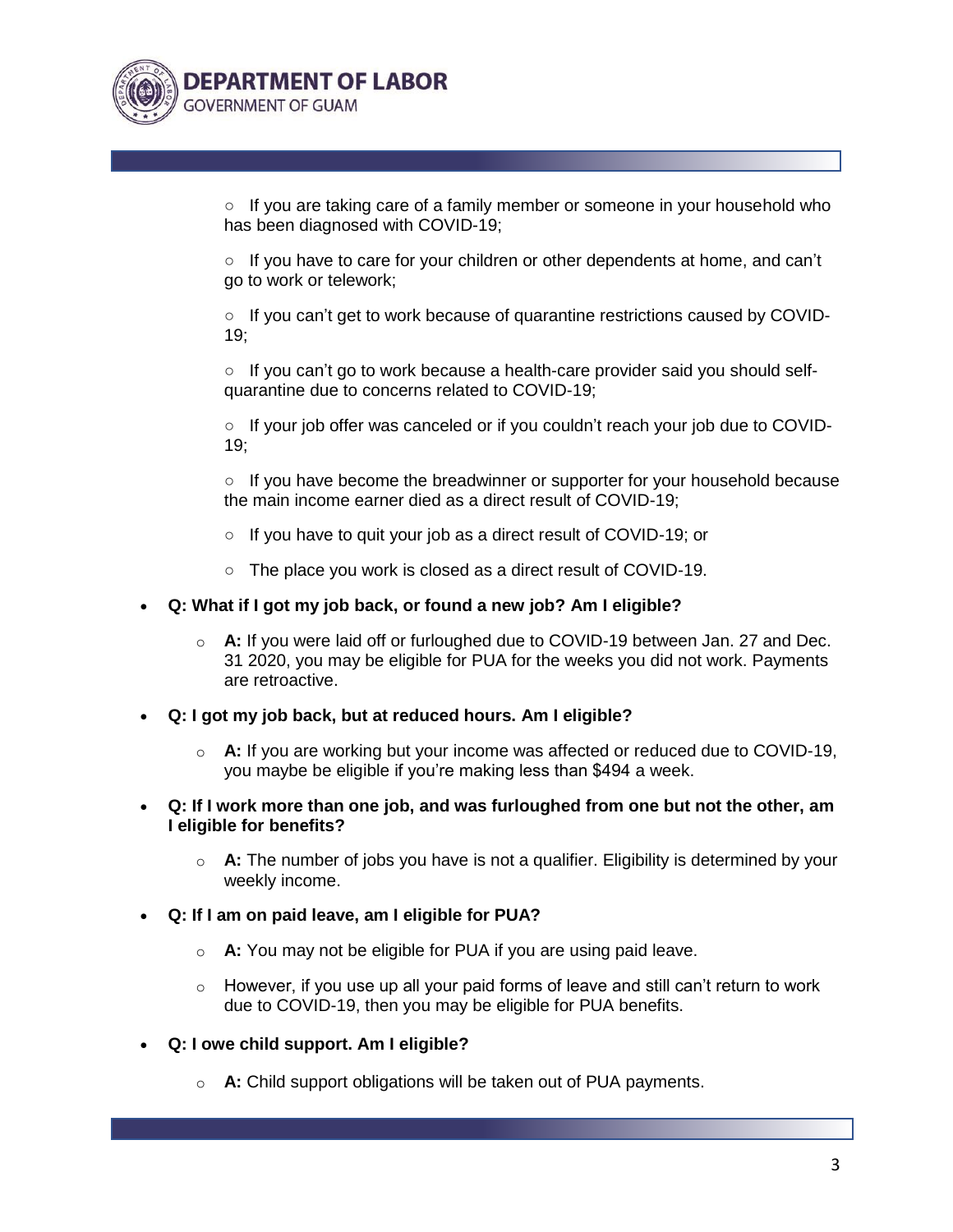- If you are taking care of a family member or someone in your household who has been diagnosed with COVID-19;
- If you have to care for your children or other dependents at home, and can't go to work or telework;
- If you can't get to work because of quarantine restrictions caused by COVID-19;
- If you can't go to work because a health-care provider said you should self-quarantine due to concerns related to COVID-19;
- If your job offer was canceled or if you couldn't reach your job due to COVID-19;
- If you have become the breadwinner or supporter for your household because the main income earner died as a direct result of COVID-19;
- If you have to quit your job as a direct result of COVID-19; or
- The place you work is closed as a direct result of COVID-19.

- **Q: What if I got my job back, or found a new job? Am I eligible?**
  - **A:** If you were laid off or furloughed due to COVID-19 between Jan. 27 and Dec. 31 2020, you may be eligible for PUA for the weeks you did not work. Payments are retroactive.
- **Q: I got my job back, but at reduced hours. Am I eligible?**
  - **A:** If you are working but your income was affected or reduced due to COVID-19, you maybe be eligible if you're making less than $494 a week.
- **Q: If I work more than one job, and was furloughed from one but not the other, am I eligible for benefits?**
  - **A:** The number of jobs you have is not a qualifier. Eligibility is determined by your weekly income.
- **Q: If I am on paid leave, am I eligible for PUA?**
  - **A:** You may not be eligible for PUA if you are using paid leave.
  - However, if you use up all your paid forms of leave and still can't return to work due to COVID-19, then you may be eligible for PUA benefits.
- **Q: I owe child support. Am I eligible?**
  - **A:** Child support obligations will be taken out of PUA payments.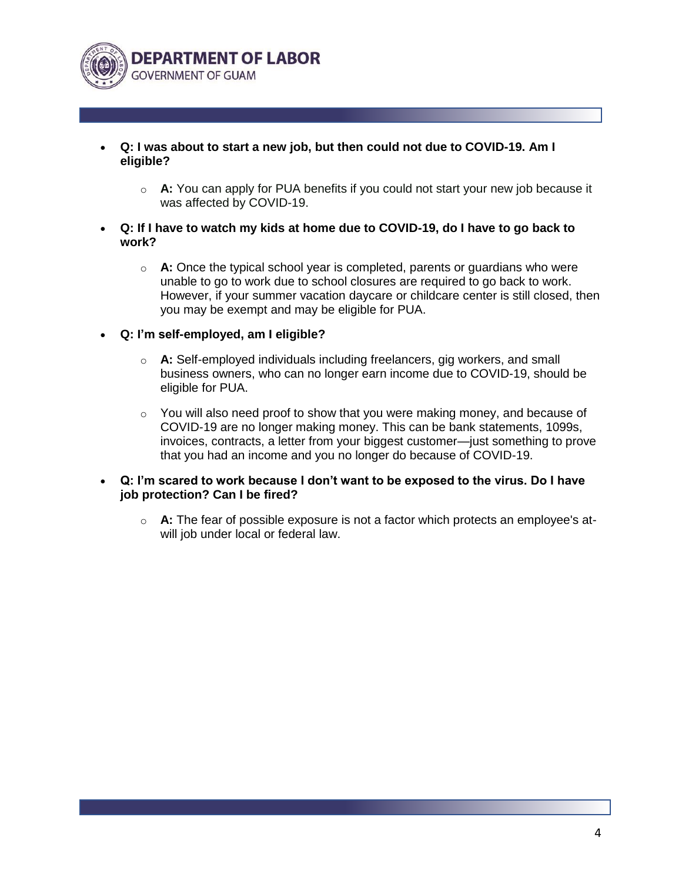- **Q: I was about to start a new job, but then could not due to COVID-19. Am I eligible?**
  - **A:** You can apply for PUA benefits if you could not start your new job because it was affected by COVID-19.
- **Q: If I have to watch my kids at home due to COVID-19, do I have to go back to work?**
  - **A:** Once the typical school year is completed, parents or guardians who were unable to go to work due to school closures are required to go back to work. However, if your summer vacation daycare or childcare center is still closed, then you may be exempt and may be eligible for PUA.
- **Q: I'm self-employed, am I eligible?**
  - **A:** Self-employed individuals including freelancers, gig workers, and small business owners, who can no longer earn income due to COVID-19, should be eligible for PUA.
  - You will also need proof to show that you were making money, and because of COVID-19 are no longer making money. This can be bank statements, 1099s, invoices, contracts, a letter from your biggest customer—just something to prove that you had an income and you no longer do because of COVID-19.
- **Q: I'm scared to work because I don't want to be exposed to the virus. Do I have job protection? Can I be fired?**
  - **A:** The fear of possible exposure is not a factor which protects an employee's at-will job under local or federal law.